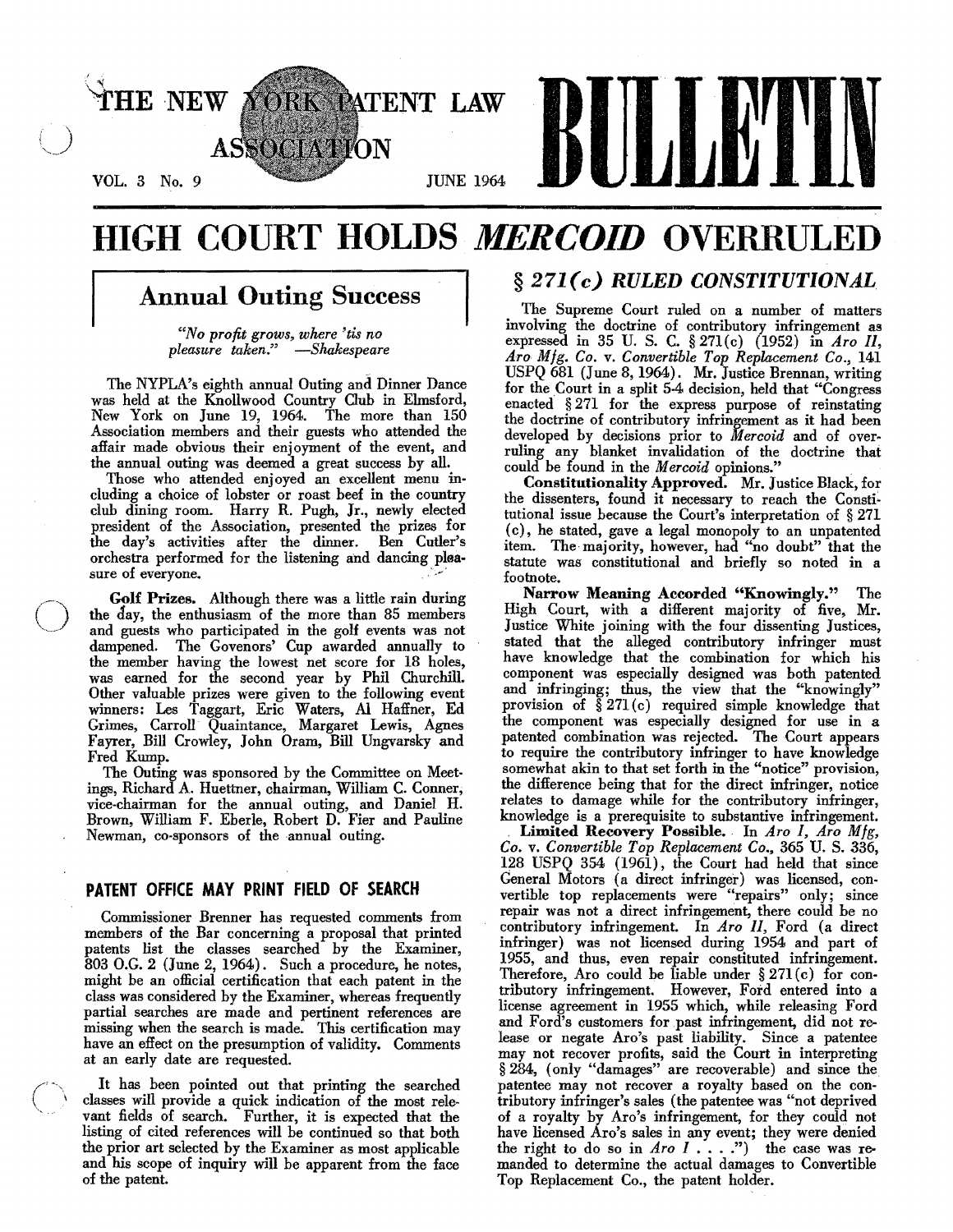# THE NEW YORK PATENT LAW ASSOCIATION BULLETIN

VOL. 3 No. 9 JUNE 1964

# HIGH COURT HOLDS *MERCOID* OVERRULED

## Annual Outing Success

*"No profit grows, where 'tis no pleasure taken."* —Shakespeare

The NYPLA's eighth annual Outing and Dinner Dance was held at the Knollwood Country Club in Elmsford, New York on June 19, 1964. The more than 150 Association members and their guests who attended the affair made obvious their enjoyment of the event, and the annual outing was deemed a great success by all.

Those who attended enjoyed an excellent menu including a choice of lobster or roast beef in the country club dining room. Harry R. Pugh, Jr., newly elected president of the Association, presented the prizes for the day's activities after the dinner. Ben Cutler's orchestra performed for the listening and dancing pleasure of everyone.

**Golf Prizes.** Although there was a little rain during the day, the enthusiasm of the more than 85 members and guests who participated in the golf events was not dampened. The Govenors' Cup awarded annually to the member having the lowest net score for 18 holes, was earned for the second year by Phil Churchill. Other valuable prizes were given to the following event winners: Les Taggart, Eric Waters, Al Haffner, Ed Grimes, Carroll Quaintance, Margaret Lewis, Agnes Fayrer, Bill Crowley, John Oram, Bill Ungvarsky and Fred Kump.

The Outing was sponsored by the Committee on Meetings, Richard A. Huettner, chairman, William C. Conner, vice-chairman for the annual outing, and Daniel H. Brown, William F. Eberle, Robert D. Fier and Pauline Newman, co-sponsors of the annual outing.

## PATENT OFFICE MAY PRINT FIELD OF SEARCH

Commissioner Brenner has requested comments from members of the Bar concerning a proposal that printed patents list the classes searched by the Examiner, 803 O.G. 2 (June 2, 1964). Such a procedure, he notes, might be an official certification that each patent in the class was considered by the Examiner, whereas frequently partial searches are made and pertinent references are missing when the search is made. This certification may have an effect on the presumption of validity. Comments at an early date are requested.

It has been pointed out that printing the searched classes will provide a quick indication of the most relevant fields of search. Further, it is expected that the listing of cited references will be continued so that both the prior art selected by the Examiner as most applicable and his scope of inquiry will be apparent from the face of the patent.

## *§ 271(c) RULED CONSTITUTIONAL*

The Supreme Court ruled on a number of matters involving the doctrine of contributory infringement as expressed in 35 U. S. C. § 271(c) (1952) in *Aro II*, *Aro Mfg. Co.* v. *Convertible Top Replacement Co.*, 141 USPQ 681 (June 8, 1964). Mr. Justice Brennan, writing for the Court in a split 5-4 decision, held that "Congress enacted § 271 for the express purpose of reinstating the doctrine of contributory infringement as it had been developed by decisions prior to *Mercoid* and of overruling any blanket invalidation of the doctrine that could be found in the *Mercoid* opinions."

**Constitutionality Approved.** Mr. Justice Black, for the dissenters, found it necessary to reach the Constitutional issue because the Court's interpretation of § 271 (c), he stated, gave a legal monopoly to an unpatented item. The majority, however, had "no doubt" that the statute was constitutional and briefly so noted in a footnote.

**Narrow Meaning Accorded "Knowingly."** The High Court, with a different majority of five, Mr. Justice White joining with the four dissenting Justices, stated that the alleged contributory infringer must have knowledge that the combination for which his component was especially designed was both patented and infringing; thus, the view that the "knowingly" provision of § 271(c) required simple knowledge that the component was especially designed for use in a patented combination was rejected. The Court appears to require the contributory infringer to have knowledge somewhat akin to that set forth in the "notice" provision, the difference being that for the direct infringer, notice relates to damage while for the contributory infringer, knowledge is a prerequisite to substantive infringement.

**Limited Recovery Possible.** In *Aro I*, *Aro Mfg. Co.* v. *Convertible Top Replacement Co.*, 365 U. S. 336, 128 USPQ 354 (1961), the Court had held that since General Motors (a direct infringer) was licensed, convertible top replacements were "repairs" only; since repair was not a direct infringement, there could be no contributory infringement. In *Aro II*, Ford (a direct infringer) was not licensed during 1954 and part of 1955, and thus, even repair constituted infringement. Therefore, Aro could be liable under § 271(c) for contributory infringement. However, Ford entered into a license agreement in 1955 which, while releasing Ford and Ford's customers for past infringement, did not release or negate Aro's past liability. Since a patentee may not recover profits, said the Court in interpreting § 284, (only "damages" are recoverable) and since the patentee may not recover a royalty based on the contributory infringer's sales (the patentee was "not deprived of a royalty by Aro's infringement, for they could not have licensed Aro's sales in any event; they were denied the right to do so in *Aro I* . . . .") the case was remanded to determine the actual damages to Convertible Top Replacement Co., the patent holder.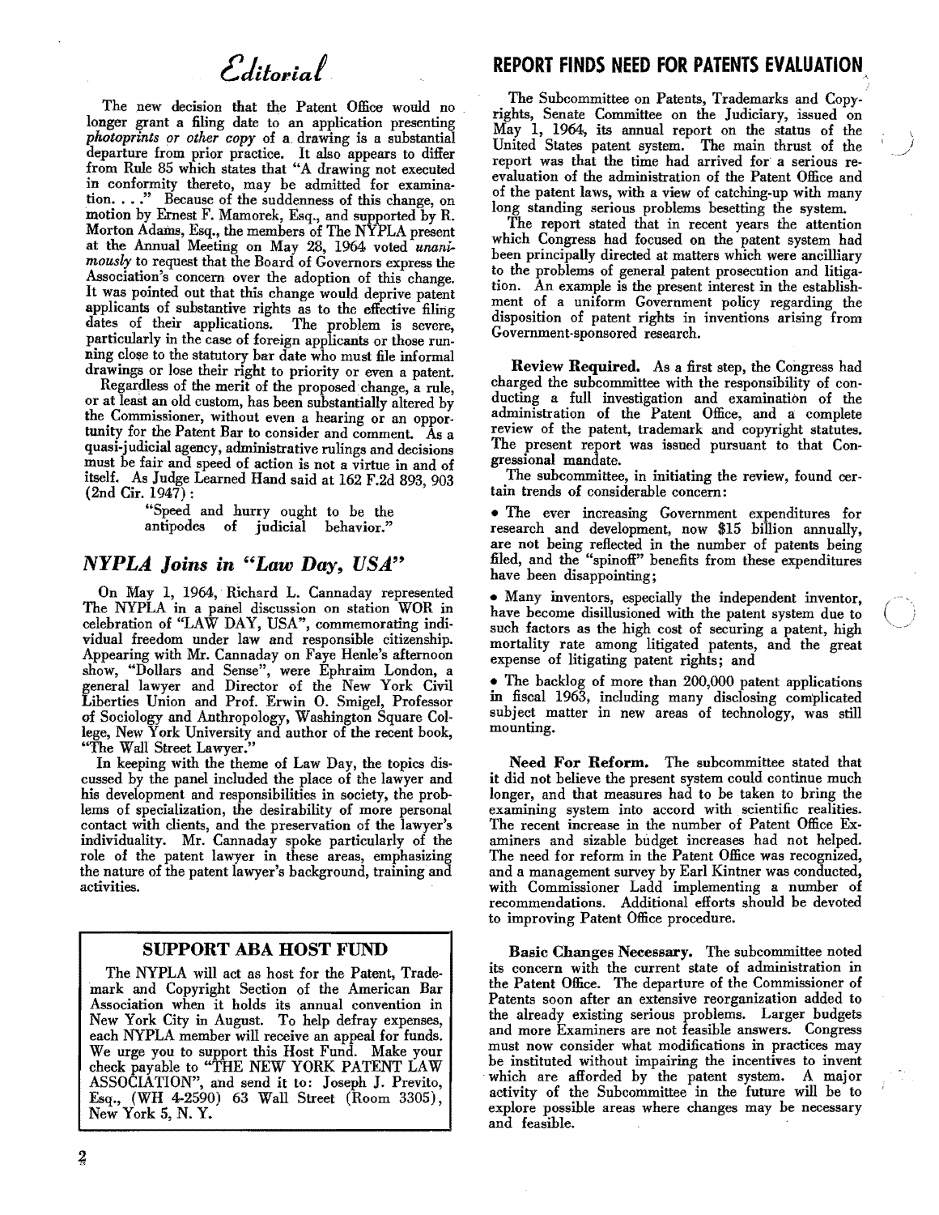# *Editorial*

The new decision that the Patent Office would no longer grant a filing date to an application presenting *photoprints or other copy* of a drawing is a substantial departure from prior practice. It also appears to differ from Rule 85 which states that "A drawing not executed in conformity thereto, may be admitted for examination. . . ." Because of the suddenness of this change, on motion by Ernest F. Mamorek, Esq., and supported by R. Morton Adams, Esq., the members of The NYPLA present at the Annual Meeting on May 28, 1964 voted *unanimously* to request that the Board of Governors express the Association's concern over the adoption of this change. It was pointed out that this change would deprive patent applicants of substantive rights as to the effective filing dates of their applications. The problem is severe, particularly in the case of foreign applicants or those running close to the statutory bar date who must file informal drawings or lose their right to priority or even a patent.

Regardless of the merit of the proposed change, a rule, or at least an old custom, has been substantially altered by the Commissioner, without even a hearing or an opportunity for the Patent Bar to consider and comment. As a quasi-judicial agency, administrative rulings and decisions must be fair and speed of action is not a virtue in and of itself. As Judge Learned Hand said at 162 F.2d 893, 903 (2nd Cir. 1947):

> "Speed and hurry ought to be the antipodes of judicial behavior."

## *NYPLA Joins in "Law Day, USA"*

On May 1, 1964, Richard L. Cannaday represented The NYPLA in a panel discussion on station WOR in celebration of "LAW DAY, USA", commemorating individual freedom under law and responsible citizenship. Appearing with Mr. Cannaday on Faye Henle's afternoon show, "Dollars and Sense", were Ephraim London, a general lawyer and Director of the New York Civil Liberties Union and Prof. Erwin O. Smigel, Professor of Sociology and Anthropology, Washington Square College, New York University and author of the recent book, "The Wall Street Lawyer."

In keeping with the theme of Law Day, the topics discussed by the panel included the place of the lawyer and his development and responsibilities in society, the problems of specialization, the desirability of more personal contact with clients, and the preservation of the lawyer's individuality. Mr. Cannaday spoke particularly of the role of the patent lawyer in these areas, emphasizing the nature of the patent lawyer's background, training and activities.

### SUPPORT ABA HOST FUND

The NYPLA will act as host for the Patent, Trademark and Copyright Section of the American Bar Association when it holds its annual convention in New York City in August. To help defray expenses, each NYPLA member will receive an appeal for funds. We urge you to support this Host Fund. Make your check payable to "THE NEW YORK PATENT LAW ASSOCIATION", and send it to: Joseph J. Previto, Esq., (WH 4-2590) 63 Wall Street (Room 3305), New York 5, N. Y.

## REPORT FINDS NEED FOR PATENTS EVALUATION

The Subcommittee on Patents, Trademarks and Copyrights, Senate Committee on the Judiciary, issued on May 1, 1964, its annual report on the status of the United States patent system. The main thrust of the report was that the time had arrived for a serious reevaluation of the administration of the Patent Office and of the patent laws, with a view of catching-up with many long standing serious problems besetting the system.

The report stated that in recent years the attention which Congress had focused on the patent system had been principally directed at matters which were ancilliary to the problems of general patent prosecution and litigation. An example is the present interest in the establishment of a uniform Government policy regarding the disposition of patent rights in inventions arising from Government-sponsored research.

**Review Required.** As a first step, the Congress had charged the subcommittee with the responsibility of conducting a full investigation and examination of the administration of the Patent Office, and a complete review of the patent, trademark and copyright statutes. The present report was issued pursuant to that Congressional mandate.

The subcommittee, in initiating the review, found certain trends of considerable concern:

- The ever increasing Government expenditures for research and development, now $15 billion annually, are not being reflected in the number of patents being filed, and the "spinoff" benefits from these expenditures have been disappointing;
- Many inventors, especially the independent inventor, have become disillusioned with the patent system due to such factors as the high cost of securing a patent, high mortality rate among litigated patents, and the great expense of litigating patent rights; and
- The backlog of more than 200,000 patent applications in fiscal 1963, including many disclosing complicated subject matter in new areas of technology, was still mounting.

**Need For Reform.** The subcommittee stated that it did not believe the present system could continue much longer, and that measures had to be taken to bring the examining system into accord with scientific realities. The recent increase in the number of Patent Office Examiners and sizable budget increases had not helped. The need for reform in the Patent Office was recognized, and a management survey by Earl Kintner was conducted, with Commissioner Ladd implementing a number of recommendations. Additional efforts should be devoted to improving Patent Office procedure.

**Basic Changes Necessary.** The subcommittee noted its concern with the current state of administration in the Patent Office. The departure of the Commissioner of Patents soon after an extensive reorganization added to the already existing serious problems. Larger budgets and more Examiners are not feasible answers. Congress must now consider what modifications in practices may be instituted without impairing the incentives to invent which are afforded by the patent system. A major activity of the Subcommittee in the future will be to explore possible areas where changes may be necessary and feasible.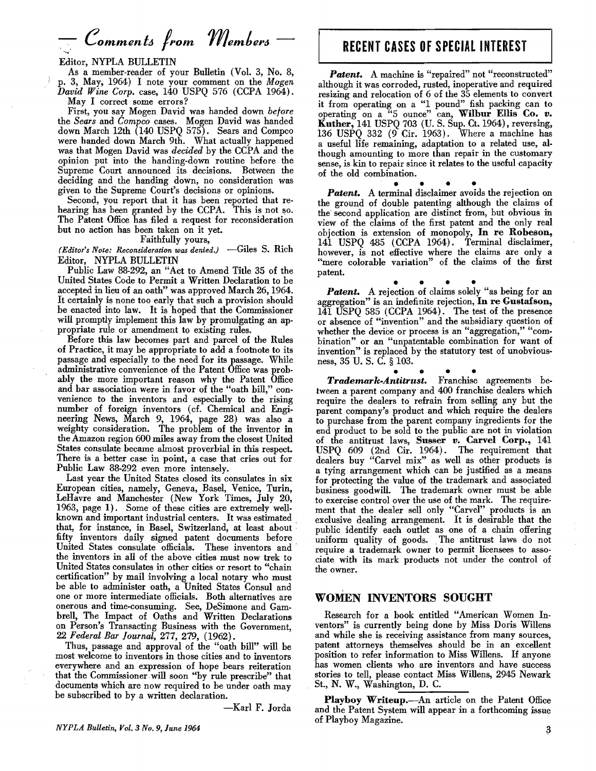## — Comments from Members —

Editor, NYPLA BULLETIN

As a member-reader of your Bulletin (Vol. 3, No. 8, p. 3, May, 1964) I note your comment on the *Mogen David Wine Corp.* case, 140 USPQ 576 (CCPA 1964). May I correct some errors?

First, you say Mogen David was handed down *before* the *Sears* and *Compco* cases. Mogen David was handed down March 12th (140 USPQ 575). Sears and Compco were handed down March 9th. What actually happened was that Mogen David was *decided* by the CCPA and the opinion put into the handing-down routine before the Supreme Court announced its decisions. Between the deciding and the handing down, no consideration was given to the Supreme Court's decisions or opinions.

Second, you report that it has been reported that rehearing has been granted by the CCPA. This is not so. The Patent Office has filed a request for reconsideration but no action has been taken on it yet.

Faithfully yours,

*(Editor's Note: Reconsideration was denied.)* —Giles S. Rich

Editor, NYPLA BULLETIN

Public Law 88-292, an "Act to Amend Title 35 of the United States Code to Permit a Written Declaration to be accepted in lieu of an oath" was approved March 26, 1964. It certainly is none too early that such a provision should be enacted into law. It is hoped that the Commissioner will promptly implement this law by promulgating an appropriate rule or amendment to existing rules.

Before this law becomes part and parcel of the Rules of Practice, it may be appropriate to add a footnote to its passage and especially to the need for its passage. While administrative convenience of the Patent Office was probably the more important reason why the Patent Office and bar association were in favor of the "oath bill," convenience to the inventors and especially to the rising number of foreign inventors (cf. Chemical and Engineering News, March 9, 1964, page 28) was also a weighty consideration. The problem of the inventor in the Amazon region 600 miles away from the closest United States consulate became almost proverbial in this respect. There is a better case in point, a case that cries out for Public Law 88-292 even more intensely.

Last year the United States closed its consulates in six European cities, namely, Geneva, Basel, Venice, Turin, LeHavre and Manchester (New York Times, July 20, 1963, page 1). Some of these cities are extremely well-known and important industrial centers. It was estimated that, for instance, in Basel, Switzerland, at least about fifty inventors daily signed patent documents before United States consulate officials. These inventors and the inventors in all of the above cities must now trek to United States consulates in other cities or resort to "chain certification" by mail involving a local notary who must be able to administer oath, a United States Consul and one or more intermediate officials. Both alternatives are onerous and time-consuming. See, DeSimone and Gambrell, The Impact of Oaths and Written Declarations on Person's Transacting Business with the Government, 22 *Federal Bar Journal*, 277, 279, (1962).

Thus, passage and approval of the "oath bill" will be most welcome to inventors in those cities and to inventors everywhere and an expression of hope bears reiteration that the Commissioner will soon "by rule prescribe" that documents which are now required to be under oath may be subscribed to by a written declaration.

—Karl F. Jorda

## RECENT CASES OF SPECIAL INTEREST

***Patent.*** A machine is "repaired" not "reconstructed" although it was corroded, rusted, inoperative and required resizing and relocation of 6 of the 35 elements to convert it from operating on a "1 pound" fish packing can to operating on a "5 ounce" can, **Wilbur Ellis Co. v. Kuther,** 141 USPQ 703 (U. S. Sup. Ct. 1964), reversing, 136 USPQ 332 (9 Cir. 1963). Where a machine has a useful life remaining, adaptation to a related use, although amounting to more than repair in the customary sense, is kin to repair since it relates to the useful capacity of the old combination.

• • • •

***Patent.*** A terminal disclaimer avoids the rejection on the ground of double patenting although the claims of the second application are distinct from, but obvious in view of the claims of the first patent and the only real objection is extension of monopoly, **In re Robeson,** 141 USPQ 485 (CCPA 1964). Terminal disclaimer, however, is not effective where the claims are only a "mere colorable variation" of the claims of the first patent.

• • • •

***Patent.*** A rejection of claims solely "as being for an aggregation" is an indefinite rejection, **In re Gustafson,** 141 USPQ 585 (CCPA 1964). The test of the presence or absence of "invention" and the subsidiary question of whether the device or process is an "aggregation," "combination" or an "unpatentable combination for want of invention" is replaced by the statutory test of unobviousness, 35 U. S. C. § 103.

• • • •

***Trademark-Antitrust.*** Franchise agreements between a parent company and 400 franchise dealers which require the dealers to refrain from selling any but the parent company's product and which require the dealers to purchase from the parent company ingredients for the end product to be sold to the public are not in violation of the antitrust laws, **Susser v. Carvel Corp.,** 141 USPQ 609 (2nd Cir. 1964). The requirement that dealers buy "Carvel mix" as well as other products is a tying arrangement which can be justified as a means for protecting the value of the trademark and associated business goodwill. The trademark owner must be able to exercise control over the use of the mark. The requirement that the dealer sell only "Carvel" products is an exclusive dealing arrangement. It is desirable that the public identify each outlet as one of a chain offering uniform quality of goods. The antitrust laws do not require a trademark owner to permit licensees to associate with its mark products not under the control of the owner.

## WOMEN INVENTORS SOUGHT

Research for a book entitled "American Women Inventors" is currently being done by Miss Doris Willens and while she is receiving assistance from many sources, patent attorneys themselves should be in an excellent position to refer information to Miss Willens. If anyone has women clients who are inventors and have success stories to tell, please contact Miss Willens, 2945 Newark St., N. W., Washington, D. C.

**Playboy Writeup.**—An article on the Patent Office and the Patent System will appear in a forthcoming issue of Playboy Magazine.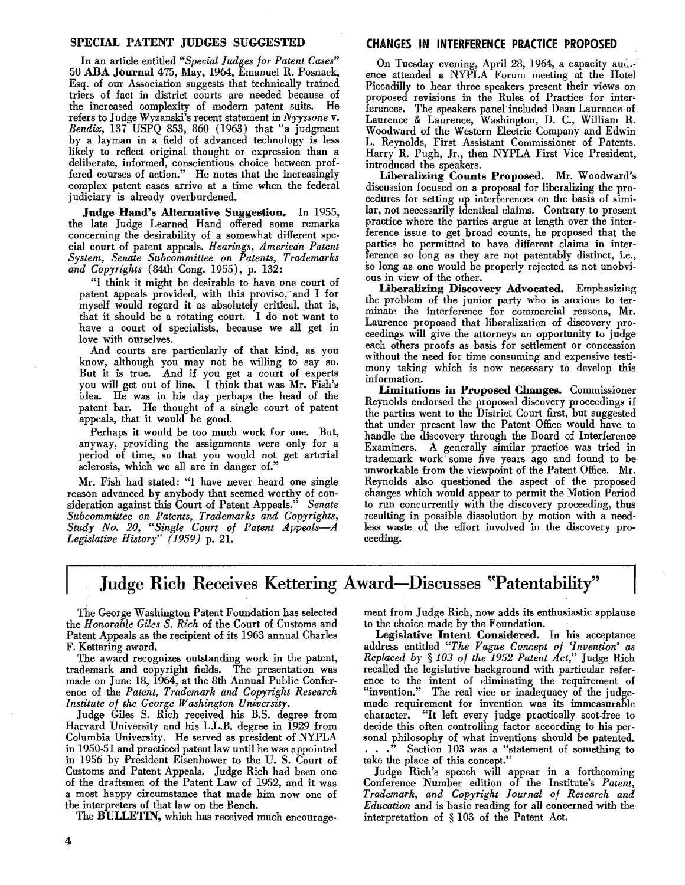## SPECIAL PATENT JUDGES SUGGESTED

In an article entitled *"Special Judges for Patent Cases"* 50 **ABA Journal** 475, May, 1964, Emanuel R. Posnack, Esq. of our Association suggests that technically trained triers of fact in district courts are needed because of the increased complexity of modern patent suits. He refers to Judge Wyzanski's recent statement in *Nyyssone* v. *Bendix*, 137 USPQ 853, 860 (1963) that "a judgment by a layman in a field of advanced technology is less likely to reflect original thought or expression than a deliberate, informed, conscientious choice between proffered courses of action." He notes that the increasingly complex patent cases arrive at a time when the federal judiciary is already overburdened.

**Judge Hand's Alternative Suggestion.** In 1955, the late Judge Learned Hand offered some remarks concerning the desirability of a somewhat different special court of patent appeals. *Hearings, American Patent System, Senate Subcommittee on Patents, Trademarks and Copyrights* (84th Cong. 1955), p. 132:

> "I think it might be desirable to have one court of patent appeals provided, with this proviso, and I for myself would regard it as absolutely critical, that is, that it should be a rotating court. I do not want to have a court of specialists, because we all get in love with ourselves.
>
> And courts are particularly of that kind, as you know, although you may not be willing to say so. But it is true. And if you get a court of experts you will get out of line. I think that was Mr. Fish's idea. He was in his day perhaps the head of the patent bar. He thought of a single court of patent appeals, that it would be good.
>
> Perhaps it would be too much work for one. But, anyway, providing the assignments were only for a period of time, so that you would not get arterial sclerosis, which we all are in danger of."

Mr. Fish had stated: "I have never heard one single reason advanced by anybody that seemed worthy of consideration against this Court of Patent Appeals." *Senate Subcommittee on Patents, Trademarks and Copyrights, Study No. 20, "Single Court of Patent Appeals—A Legislative History" (1959)* p. 21.

## CHANGES IN INTERFERENCE PRACTICE PROPOSED

On Tuesday evening, April 28, 1964, a capacity audience attended a NYPLA Forum meeting at the Hotel Piccadilly to hear three speakers present their views on proposed revisions in the Rules of Practice for interferences. The speakers panel included Dean Laurence of Laurence & Laurence, Washington, D. C., William R. Woodward of the Western Electric Company and Edwin L. Reynolds, First Assistant Commissioner of Patents. Harry R. Pugh, Jr., then NYPLA First Vice President, introduced the speakers.

**Liberalizing Counts Proposed.** Mr. Woodward's discussion focused on a proposal for liberalizing the procedures for setting up interferences on the basis of similar, not necessarily identical claims. Contrary to present practice where the parties argue at length over the interference issue to get broad counts, he proposed that the parties be permitted to have different claims in interference so long as they are not patentably distinct, i.e., so long as one would be properly rejected as not unobvious in view of the other.

**Liberalizing Discovery Advocated.** Emphasizing the problem of the junior party who is anxious to terminate the interference for commercial reasons, Mr. Laurence proposed that liberalization of discovery proceedings will give the attorneys an opportunity to judge each others proofs as basis for settlement or concession without the need for time consuming and expensive testimony taking which is now necessary to develop this information.

**Limitations in Proposed Changes.** Commissioner Reynolds endorsed the proposed discovery proceedings if the parties went to the District Court first, but suggested that under present law the Patent Office would have to handle the discovery through the Board of Interference Examiners. A generally similar practice was tried in trademark work some five years ago and found to be unworkable from the viewpoint of the Patent Office. Mr. Reynolds also questioned the aspect of the proposed changes which would appear to permit the Motion Period to run concurrently with the discovery proceeding, thus resulting in possible dissolution by motion with a needless waste of the effort involved in the discovery proceeding.

# Judge Rich Receives Kettering Award—Discusses "Patentability"

The George Washington Patent Foundation has selected the *Honorable Giles S. Rich* of the Court of Customs and Patent Appeals as the recipient of its 1963 annual Charles F. Kettering award.

The award recognizes outstanding work in the patent, trademark and copyright fields. The presentation was made on June 18, 1964, at the 8th Annual Public Conference of the *Patent, Trademark and Copyright Research Institute of the George Washington University*.

Judge Giles S. Rich received his B.S. degree from Harvard University and his L.L.B. degree in 1929 from Columbia University. He served as president of NYPLA in 1950-51 and practiced patent law until he was appointed in 1956 by President Eisenhower to the U. S. Court of Customs and Patent Appeals. Judge Rich had been one of the draftsmen of the Patent Law of 1952, and it was a most happy circumstance that made him now one of the interpreters of that law on the Bench.

The **BULLETIN**, which has received much encouragement from Judge Rich, now adds its enthusiastic applause to the choice made by the Foundation.

**Legislative Intent Considered.** In his acceptance address entitled *"The Vague Concept of 'Invention' as Replaced by § 103 of the 1952 Patent Act,"* Judge Rich recalled the legislative background with particular reference to the intent of eliminating the requirement of "invention." The real vice or inadequacy of the judge-made requirement for invention was its immeasurable character. "It left every judge practically scot-free to decide this often controlling factor according to his personal philosophy of what inventions should be patented. . . ." Section 103 was a "statement of something to take the place of this concept."

Judge Rich's speech will appear in a forthcoming Conference Number edition of the Institute's *Patent, Trademark, and Copyright Journal of Research and Education* and is basic reading for all concerned with the interpretation of § 103 of the Patent Act.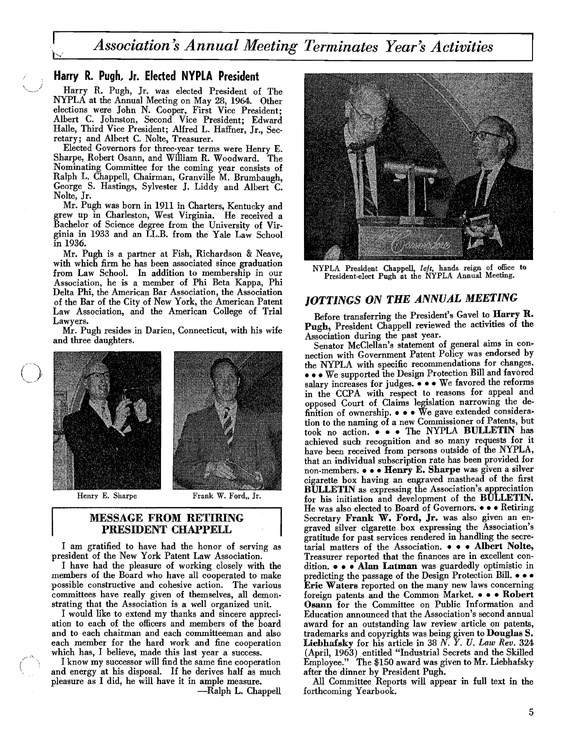# Association's Annual Meeting Terminates Year's Activities

## Harry R. Pugh, Jr. Elected NYPLA President

Harry R. Pugh, Jr. was elected President of The NYPLA at the Annual Meeting on May 28, 1964. Other elections were John N. Cooper, First Vice President; Albert C. Johnston, Second Vice President; Edward Halle, Third Vice President; Alfred L. Haffner, Jr., Secretary; and Albert C. Nolte, Treasurer.

Elected Governors for three-year terms were Henry E. Sharpe, Robert Osann, and William R. Woodward. The Nominating Committee for the coming year consists of Ralph L. Chappell, Chairman, Granville M. Brumbaugh, George S. Hastings, Sylvester J. Liddy and Albert C. Nolte, Jr.

Mr. Pugh was born in 1911 in Charters, Kentucky and grew up in Charleston, West Virginia. He received a Bachelor of Science degree from the University of Virginia in 1933 and an LL.B. from the Yale Law School in 1936.

Mr. Pugh is a partner at Fish, Richardson & Neave, with which firm he has been associated since graduation from Law School. In addition to membership in our Association, he is a member of Phi Beta Kappa, Phi Delta Phi, the American Bar Association, the Association of the Bar of the City of New York, the American Patent Law Association, and the American College of Trial Lawyers.

Mr. Pugh resides in Darien, Connecticut, with his wife and three daughters.

Henry E. Sharpe

Frank W. Ford,, Jr.

## MESSAGE FROM RETIRING PRESIDENT CHAPPELL

I am gratified to have had the honor of serving as president of the New York Patent Law Association.

I have had the pleasure of working closely with the members of the Board who have all cooperated to make possible constructive and cohesive action. The various committees have really given of themselves, all demonstrating that the Association is a well organized unit.

I would like to extend my thanks and sincere appreciation to each of the officers and members of the board and to each chairman and each committeeman and also each member for the hard work and fine cooperation which has, I believe, made this last year a success.

I know my successor will find the same fine cooperation and energy at his disposal. If he derives half as much pleasure as I did, he will have it in ample measure.

—Ralph L. Chappell

NYPLA President Chappell, *left*, hands reign of office to President-elect Pugh at the NYPLA Annual Meeting.

## *JOTTINGS ON THE ANNUAL MEETING*

Before transferring the President's Gavel to **Harry R. Pugh**, President Chappell reviewed the activities of the Association during the past year.

Senator McClellan's statement of general aims in connection with Government Patent Policy was endorsed by the NYPLA with specific recommendations for changes. • • • We supported the Design Protection Bill and favored salary increases for judges. • • • We favored the reforms in the CCPA with respect to reasons for appeal and opposed Court of Claims legislation narrowing the definition of ownership. • • • We gave extended consideration to the naming of a new Commissioner of Patents, but took no action. • • • The NYPLA **BULLETIN** has achieved such recognition and so many requests for it have been received from persons outside of the NYPLA, that an individual subscription rate has been provided for non-members. • • • **Henry E. Sharpe** was given a silver cigarette box having an engraved masthead of the first **BULLETIN** as expressing the Association's appreciation for his initiation and development of the **BULLETIN.** He was also elected to Board of Governors. • • • Retiring Secretary **Frank W. Ford, Jr.** was also given an engraved silver cigarette box expressing the Association's gratitude for past services rendered in handling the secretarial matters of the Association. • • • **Albert Nolte,** Treasurer reported that the finances are in excellent condition. • • • **Alan Latman** was guardedly optimistic in predicting the passage of the Design Protection Bill. • • • **Eric Waters** reported on the many new laws concerning foreign patents and the Common Market. • • • **Robert Osann** for the Committee on Public Information and Education announced that the Association's second annual award for an outstanding law review article on patents, trademarks and copyrights was being given to **Douglas S. Liebhafsky** for his article in 38 *N. Y. U. Law Rev.* 324 (April, 1963) entitled "Industrial Secrets and the Skilled Employee." The $150 award was given to Mr. Liebhafsky after the dinner by President Pugh.

All Committee Reports will appear in full text in the forthcoming Yearbook.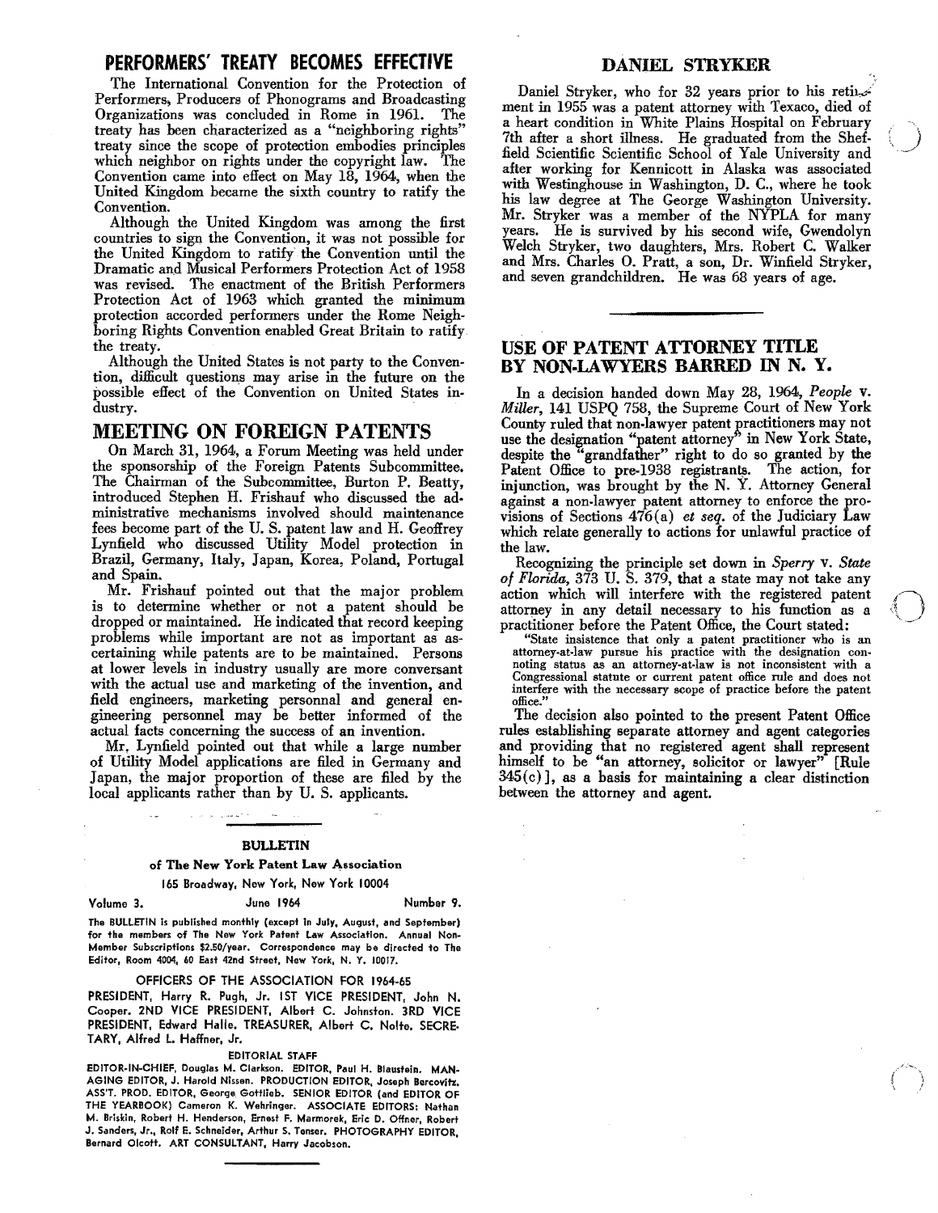## PERFORMERS' TREATY BECOMES EFFECTIVE

The International Convention for the Protection of Performers, Producers of Phonograms and Broadcasting Organizations was concluded in Rome in 1961. The treaty has been characterized as a "neighboring rights" treaty since the scope of protection embodies principles which neighbor on rights under the copyright law. The Convention came into effect on May 18, 1964, when the United Kingdom became the sixth country to ratify the Convention.

Although the United Kingdom was among the first countries to sign the Convention, it was not possible for the United Kingdom to ratify the Convention until the Dramatic and Musical Performers Protection Act of 1958 was revised. The enactment of the British Performers Protection Act of 1963 which granted the minimum protection accorded performers under the Rome Neighboring Rights Convention enabled Great Britain to ratify the treaty.

Although the United States is not party to the Convention, difficult questions may arise in the future on the possible effect of the Convention on United States industry.

## MEETING ON FOREIGN PATENTS

On March 31, 1964, a Forum Meeting was held under the sponsorship of the Foreign Patents Subcommittee. The Chairman of the Subcommittee, Burton P. Beatty, introduced Stephen H. Frishauf who discussed the administrative mechanisms involved should maintenance fees become part of the U. S. patent law and H. Geoffrey Lynfield who discussed Utility Model protection in Brazil, Germany, Italy, Japan, Korea, Poland, Portugal and Spain.

Mr. Frishauf pointed out that the major problem is to determine whether or not a patent should be dropped or maintained. He indicated that record keeping problems while important are not as important as ascertaining while patents are to be maintained. Persons at lower levels in industry usually are more conversant with the actual use and marketing of the invention, and field engineers, marketing personnal and general engineering personnel may be better informed of the actual facts concerning the success of an invention.

Mr. Lynfield pointed out that while a large number of Utility Model applications are filed in Germany and Japan, the major proportion of these are filed by the local applicants rather than by U. S. applicants.

---

**BULLETIN**

**of The New York Patent Law Association**

165 Broadway, New York, New York 10004

Volume 3. June 1964 Number 9.

The BULLETIN is published monthly (except in July, August, and September) for the members of The New York Patent Law Association. Annual Non-Member Subscriptions $2.50/year. Correspondence may be directed to The Editor, Room 4004, 60 East 42nd Street, New York, N. Y. 10017.

OFFICERS OF THE ASSOCIATION FOR 1964-65

PRESIDENT, Harry R. Pugh, Jr. 1ST VICE PRESIDENT, John N. Cooper. 2ND VICE PRESIDENT, Albert C. Johnston. 3RD VICE PRESIDENT, Edward Halle. TREASURER, Albert C. Nolte. SECRETARY, Alfred L. Haffner, Jr.

EDITORIAL STAFF

EDITOR-IN-CHIEF, Douglas M. Clarkson. EDITOR, Paul H. Blaustein. MANAGING EDITOR, J. Harold Nissen. PRODUCTION EDITOR, Joseph Bercovitz. ASS'T. PROD. EDITOR, George Gottlieb. SENIOR EDITOR (and EDITOR OF THE YEARBOOK) Cameron K. Wehringer. ASSOCIATE EDITORS: Nathan M. Briskin, Robert H. Henderson, Ernest F. Marmorek, Eric D. Offner, Robert J. Sanders, Jr., Rolf E. Schneider, Arthur S. Tenser. PHOTOGRAPHY EDITOR, Bernard Olcott. ART CONSULTANT, Harry Jacobson.

---

## DANIEL STRYKER

Daniel Stryker, who for 32 years prior to his retirement in 1955 was a patent attorney with Texaco, died of a heart condition in White Plains Hospital on February 7th after a short illness. He graduated from the Sheffield Scientific Scientific School of Yale University and after working for Kennicott in Alaska was associated with Westinghouse in Washington, D. C., where he took his law degree at The George Washington University. Mr. Stryker was a member of the NYPLA for many years. He is survived by his second wife, Gwendolyn Welch Stryker, two daughters, Mrs. Robert C. Walker and Mrs. Charles O. Pratt, a son, Dr. Winfield Stryker, and seven grandchildren. He was 68 years of age.

## USE OF PATENT ATTORNEY TITLE BY NON-LAWYERS BARRED IN N. Y.

In a decision handed down May 28, 1964, *People* v. *Miller*, 141 USPQ 758, the Supreme Court of New York County ruled that non-lawyer patent practitioners may not use the designation "patent attorney" in New York State, despite the "grandfather" right to do so granted by the Patent Office to pre-1938 registrants. The action, for injunction, was brought by the N. Y. Attorney General against a non-lawyer patent attorney to enforce the provisions of Sections 476(a) *et seq.* of the Judiciary Law which relate generally to actions for unlawful practice of the law.

Recognizing the principle set down in *Sperry* v. *State of Florida*, 373 U. S. 379, that a state may not take any action which will interfere with the registered patent attorney in any detail necessary to his function as a practitioner before the Patent Office, the Court stated:

> "State insistence that only a patent practitioner who is an attorney-at-law pursue his practice with the designation connoting status as an attorney-at-law is not inconsistent with a Congressional statute or current patent office rule and does not interfere with the necessary scope of practice before the patent office."

The decision also pointed to the present Patent Office rules establishing separate attorney and agent categories and providing that no registered agent shall represent himself to be "an attorney, solicitor or lawyer" [Rule 345(c)], as a basis for maintaining a clear distinction between the attorney and agent.